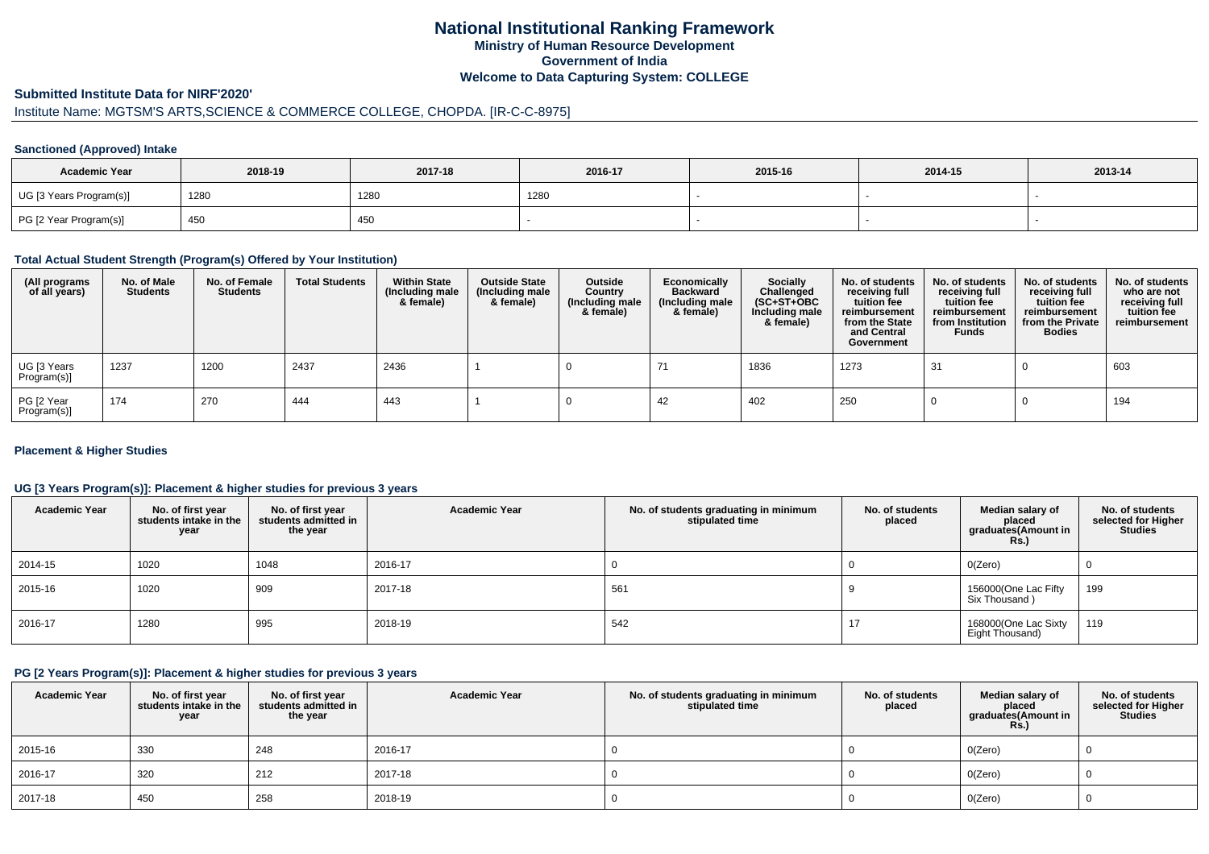# National Institutional Ranking Framework

**Ministry of Human Resource Development**

**Government of India**

**Welcome to Data Capturing System: COLLEGE**

## Submitted Institute Data for NIRF'2020'

Institute Name: MGTSM'S ARTS,SCIENCE & COMMERCE COLLEGE, CHOPDA. [IR-C-C-8975]

### Sanctioned (Approved) Intake

| Academic Year | 2018-19 | 2017-18 | 2016-17 | 2015-16 | 2014-15 | 2013-14 |
|---|---|---|---|---|---|---|
| UG [3 Years Program(s)] | 1280 | 1280 | 1280 | - | - | - |
| PG [2 Year Program(s)] | 450 | 450 | - | - | - | - |

### Total Actual Student Strength (Program(s) Offered by Your Institution)

| (All programs of all years) | No. of Male Students | No. of Female Students | Total Students | Within State (Including male & female) | Outside State (Including male & female) | Outside Country (Including male & female) | Economically Backward (Including male & female) | Socially Challenged (SC+ST+OBC Including male & female) | No. of students receiving full tuition fee reimbursement from the State and Central Government | No. of students receiving full tuition fee reimbursement from Institution Funds | No. of students receiving full tuition fee reimbursement from the Private Bodies | No. of students who are not receiving full tuition fee reimbursement |
|---|---|---|---|---|---|---|---|---|---|---|---|---|
| UG [3 Years Program(s)] | 1237 | 1200 | 2437 | 2436 | 1 | 0 | 71 | 1836 | 1273 | 31 | 0 | 603 |
| PG [2 Year Program(s)] | 174 | 270 | 444 | 443 | 1 | 0 | 42 | 402 | 250 | 0 | 0 | 194 |

### Placement & Higher Studies

#### UG [3 Years Program(s)]: Placement & higher studies for previous 3 years

| Academic Year | No. of first year students intake in the year | No. of first year students admitted in the year | Academic Year | No. of students graduating in minimum stipulated time | No. of students placed | Median salary of placed graduates(Amount in Rs.) | No. of students selected for Higher Studies |
|---|---|---|---|---|---|---|---|
| 2014-15 | 1020 | 1048 | 2016-17 | 0 | 0 | 0(Zero) | 0 |
| 2015-16 | 1020 | 909 | 2017-18 | 561 | 9 | 156000(One Lac Fifty Six Thousand ) | 199 |
| 2016-17 | 1280 | 995 | 2018-19 | 542 | 17 | 168000(One Lac Sixty Eight Thousand) | 119 |

#### PG [2 Years Program(s)]: Placement & higher studies for previous 3 years

| Academic Year | No. of first year students intake in the year | No. of first year students admitted in the year | Academic Year | No. of students graduating in minimum stipulated time | No. of students placed | Median salary of placed graduates(Amount in Rs.) | No. of students selected for Higher Studies |
|---|---|---|---|---|---|---|---|
| 2015-16 | 330 | 248 | 2016-17 | 0 | 0 | 0(Zero) | 0 |
| 2016-17 | 320 | 212 | 2017-18 | 0 | 0 | 0(Zero) | 0 |
| 2017-18 | 450 | 258 | 2018-19 | 0 | 0 | 0(Zero) | 0 |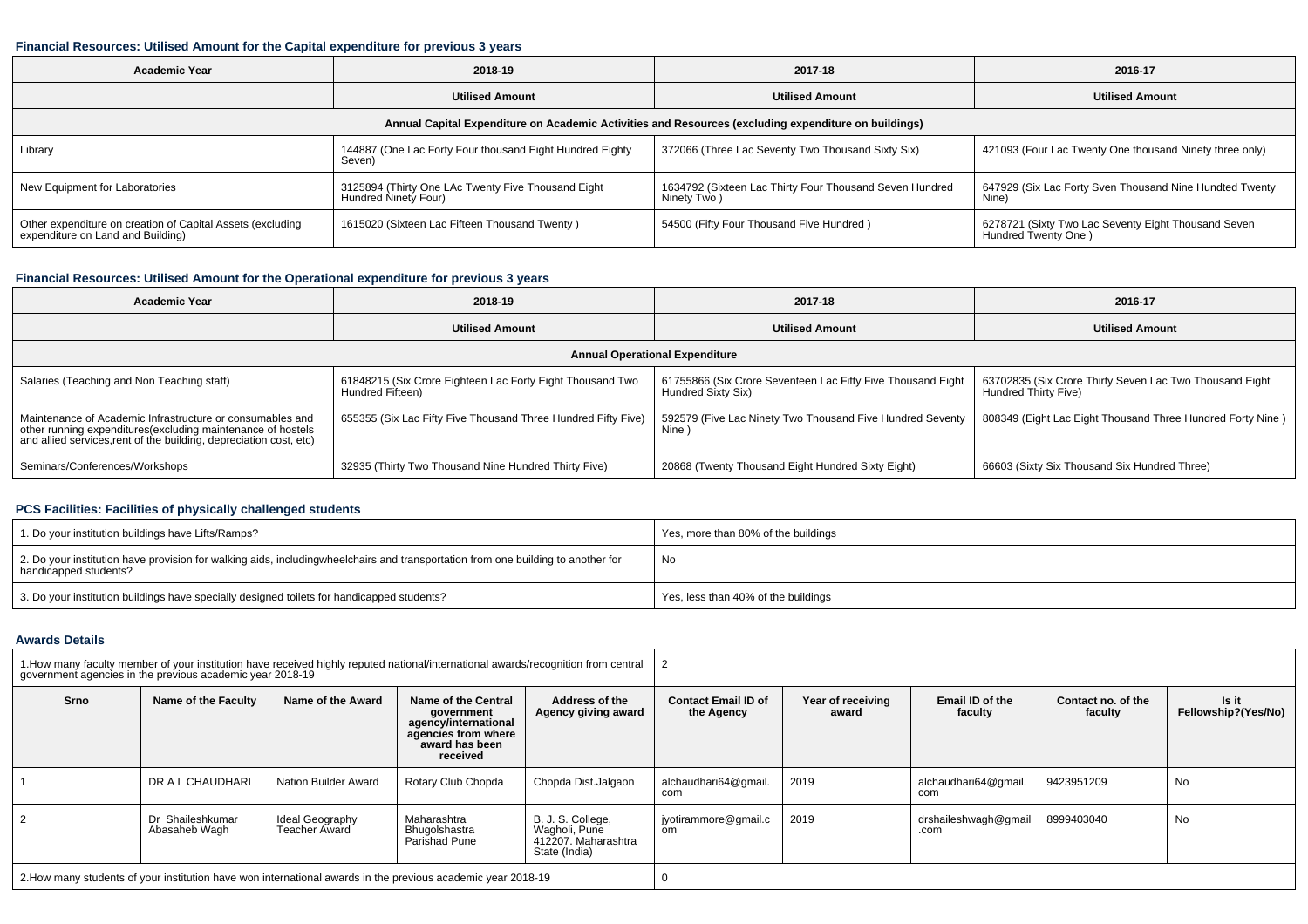### Financial Resources: Utilised Amount for the Capital expenditure for previous 3 years

| Academic Year | 2018-19 | 2017-18 | 2016-17 |
|---|---|---|---|
| | Utilised Amount | Utilised Amount | Utilised Amount |
| Annual Capital Expenditure on Academic Activities and Resources (excluding expenditure on buildings) | | | |
| Library | 144887 (One Lac Forty Four thousand Eight Hundred Eighty Seven) | 372066 (Three Lac Seventy Two Thousand Sixty Six) | 421093 (Four Lac Twenty One thousand Ninety three only) |
| New Equipment for Laboratories | 3125894 (Thirty One LAc Twenty Five Thousand Eight Hundred Ninety Four) | 1634792 (Sixteen Lac Thirty Four Thousand Seven Hundred Ninety Two ) | 647929 (Six Lac Forty Sven Thousand Nine Hundted Twenty Nine) |
| Other expenditure on creation of Capital Assets (excluding expenditure on Land and Building) | 1615020 (Sixteen Lac Fifteen Thousand Twenty ) | 54500 (Fifty Four Thousand Five Hundred ) | 6278721 (Sixty Two Lac Seventy Eight Thousand Seven Hundred Twenty One ) |

### Financial Resources: Utilised Amount for the Operational expenditure for previous 3 years

| Academic Year | 2018-19 | 2017-18 | 2016-17 |
|---|---|---|---|
| | Utilised Amount | Utilised Amount | Utilised Amount |
| Annual Operational Expenditure | | | |
| Salaries (Teaching and Non Teaching staff) | 61848215 (Six Crore Eighteen Lac Forty Eight Thousand Two Hundred Fifteen) | 61755866 (Six Crore Seventeen Lac Fifty Five Thousand Eight Hundred Sixty Six) | 63702835 (Six Crore Thirty Seven Lac Two Thousand Eight Hundred Thirty Five) |
| Maintenance of Academic Infrastructure or consumables and other running expenditures(excluding maintenance of hostels and allied services,rent of the building, depreciation cost, etc) | 655355 (Six Lac Fifty Five Thousand Three Hundred Fifty Five) | 592579 (Five Lac Ninety Two Thousand Five Hundred Seventy Nine ) | 808349 (Eight Lac Eight Thousand Three Hundred Forty Nine ) |
| Seminars/Conferences/Workshops | 32935 (Thirty Two Thousand Nine Hundred Thirty Five) | 20868 (Twenty Thousand Eight Hundred Sixty Eight) | 66603 (Sixty Six Thousand Six Hundred Three) |

### PCS Facilities: Facilities of physically challenged students

| | |
|---|---|
| 1. Do your institution buildings have Lifts/Ramps? | Yes, more than 80% of the buildings |
| 2. Do your institution have provision for walking aids, includingwheelchairs and transportation from one building to another for handicapped students? | No |
| 3. Do your institution buildings have specially designed toilets for handicapped students? | Yes, less than 40% of the buildings |

### Awards Details

1.How many faculty member of your institution have received highly reputed national/international awards/recognition from central government agencies in the previous academic year 2018-19: 2

| Srno | Name of the Faculty | Name of the Award | Name of the Central government agency/international agencies from where award has been received | Address of the Agency giving award | Contact Email ID of the Agency | Year of receiving award | Email ID of the faculty | Contact no. of the faculty | Is it Fellowship?(Yes/No) |
|---|---|---|---|---|---|---|---|---|---|
| 1 | DR A L CHAUDHARI | Nation Builder Award | Rotary Club Chopda | Chopda Dist.Jalgaon | alchaudhari64@gmail.com | 2019 | alchaudhari64@gmail.com | 9423951209 | No |
| 2 | Dr Shaileshkumar Abasaheb Wagh | Ideal Geography Teacher Award | Maharashtra Bhugolshastra Parishad Pune | B. J. S. College, Wagholi, Pune 412207. Maharashtra State (India) | jyotirammore@gmail.com | 2019 | drshaileshwagh@gmail.com | 8999403040 | No |

2.How many students of your institution have won international awards in the previous academic year 2018-19: 0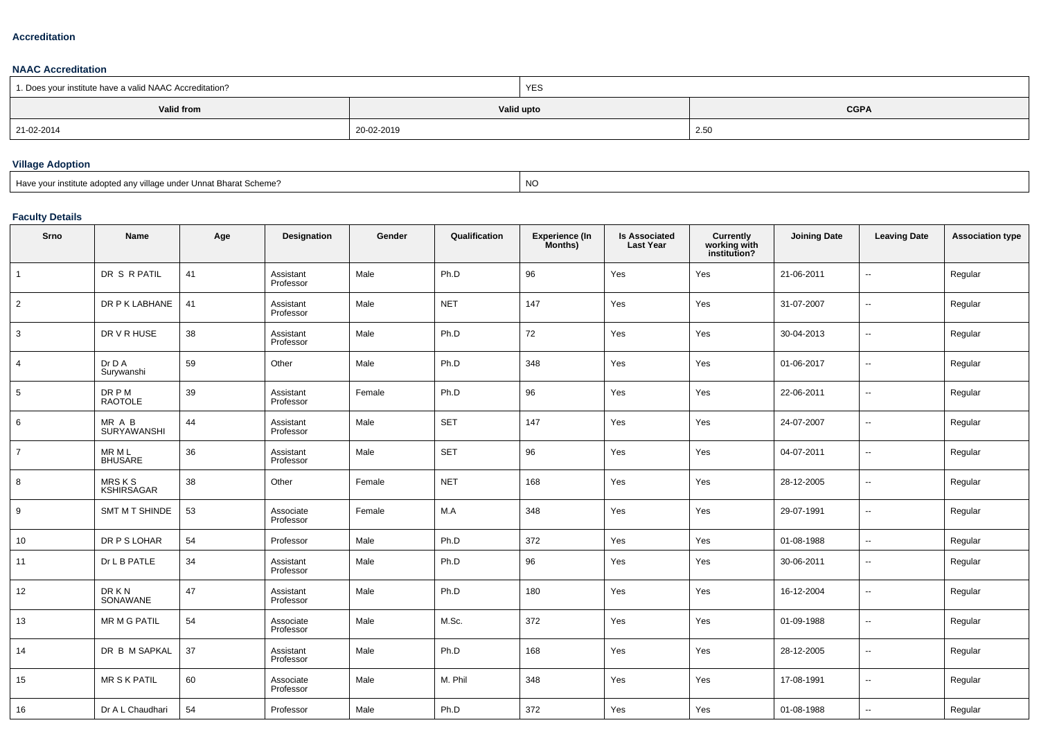## Accreditation

### NAAC Accreditation

| 1. Does your institute have a valid NAAC Accreditation? | YES | |
|---|---|---|
| **Valid from** | **Valid upto** | **CGPA** |
| 21-02-2014 | 20-02-2019 | 2.50 |

### Village Adoption

| Have your institute adopted any village under Unnat Bharat Scheme? | NO |
|---|---|

### Faculty Details

| Srno | Name | Age | Designation | Gender | Qualification | Experience (In Months) | Is Associated Last Year | Currently working with institution? | Joining Date | Leaving Date | Association type |
|---|---|---|---|---|---|---|---|---|---|---|---|
| 1 | DR S R PATIL | 41 | Assistant Professor | Male | Ph.D | 96 | Yes | Yes | 21-06-2011 | -- | Regular |
| 2 | DR P K LABHANE | 41 | Assistant Professor | Male | NET | 147 | Yes | Yes | 31-07-2007 | -- | Regular |
| 3 | DR V R HUSE | 38 | Assistant Professor | Male | Ph.D | 72 | Yes | Yes | 30-04-2013 | -- | Regular |
| 4 | Dr D A Surywanshi | 59 | Other | Male | Ph.D | 348 | Yes | Yes | 01-06-2017 | -- | Regular |
| 5 | DR P M RAOTOLE | 39 | Assistant Professor | Female | Ph.D | 96 | Yes | Yes | 22-06-2011 | -- | Regular |
| 6 | MR A B SURYAWANSHI | 44 | Assistant Professor | Male | SET | 147 | Yes | Yes | 24-07-2007 | -- | Regular |
| 7 | MR M L BHUSARE | 36 | Assistant Professor | Male | SET | 96 | Yes | Yes | 04-07-2011 | -- | Regular |
| 8 | MRS K S KSHIRSAGAR | 38 | Other | Female | NET | 168 | Yes | Yes | 28-12-2005 | -- | Regular |
| 9 | SMT M T SHINDE | 53 | Associate Professor | Female | M.A | 348 | Yes | Yes | 29-07-1991 | -- | Regular |
| 10 | DR P S LOHAR | 54 | Professor | Male | Ph.D | 372 | Yes | Yes | 01-08-1988 | -- | Regular |
| 11 | Dr L B PATLE | 34 | Assistant Professor | Male | Ph.D | 96 | Yes | Yes | 30-06-2011 | -- | Regular |
| 12 | DR K N SONAWANE | 47 | Assistant Professor | Male | Ph.D | 180 | Yes | Yes | 16-12-2004 | -- | Regular |
| 13 | MR M G PATIL | 54 | Associate Professor | Male | M.Sc. | 372 | Yes | Yes | 01-09-1988 | -- | Regular |
| 14 | DR B M SAPKAL | 37 | Assistant Professor | Male | Ph.D | 168 | Yes | Yes | 28-12-2005 | -- | Regular |
| 15 | MR S K PATIL | 60 | Associate Professor | Male | M. Phil | 348 | Yes | Yes | 17-08-1991 | -- | Regular |
| 16 | Dr A L Chaudhari | 54 | Professor | Male | Ph.D | 372 | Yes | Yes | 01-08-1988 | -- | Regular |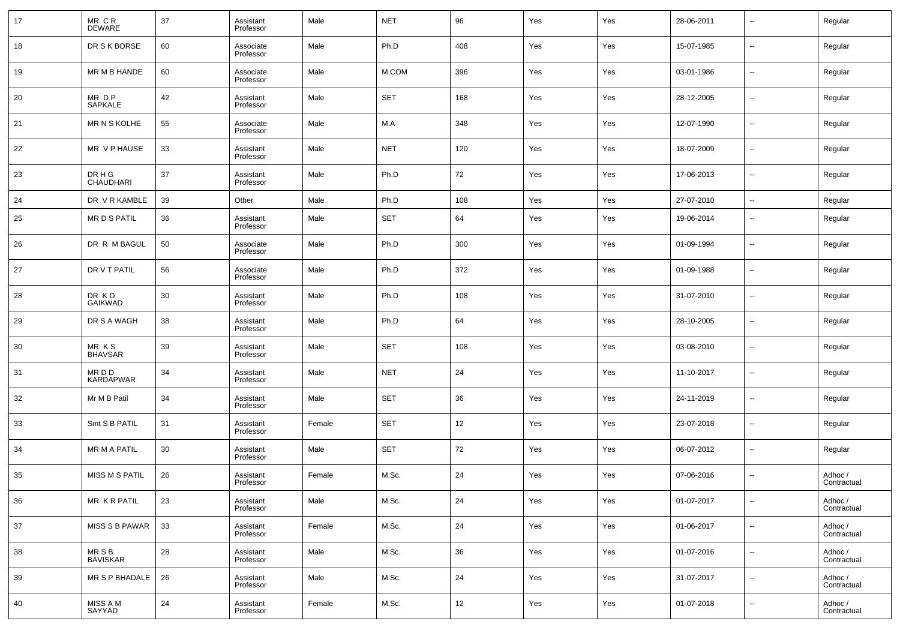| 17 | MR C R DEWARE | 37 | Assistant Professor | Male | NET | 96 | Yes | Yes | 28-06-2011 | -- | Regular |
|---|---|---|---|---|---|---|---|---|---|---|---|
| 18 | DR S K BORSE | 60 | Associate Professor | Male | Ph.D | 408 | Yes | Yes | 15-07-1985 | -- | Regular |
| 19 | MR M B HANDE | 60 | Associate Professor | Male | M.COM | 396 | Yes | Yes | 03-01-1986 | -- | Regular |
| 20 | MR D P SAPKALE | 42 | Assistant Professor | Male | SET | 168 | Yes | Yes | 28-12-2005 | -- | Regular |
| 21 | MR N S KOLHE | 55 | Associate Professor | Male | M.A | 348 | Yes | Yes | 12-07-1990 | -- | Regular |
| 22 | MR V P HAUSE | 33 | Assistant Professor | Male | NET | 120 | Yes | Yes | 18-07-2009 | -- | Regular |
| 23 | DR H G CHAUDHARI | 37 | Assistant Professor | Male | Ph.D | 72 | Yes | Yes | 17-06-2013 | -- | Regular |
| 24 | DR V R KAMBLE | 39 | Other | Male | Ph.D | 108 | Yes | Yes | 27-07-2010 | -- | Regular |
| 25 | MR D S PATIL | 36 | Assistant Professor | Male | SET | 64 | Yes | Yes | 19-06-2014 | -- | Regular |
| 26 | DR R M BAGUL | 50 | Associate Professor | Male | Ph.D | 300 | Yes | Yes | 01-09-1994 | -- | Regular |
| 27 | DR V T PATIL | 56 | Associate Professor | Male | Ph.D | 372 | Yes | Yes | 01-09-1988 | -- | Regular |
| 28 | DR K D GAIKWAD | 30 | Assistant Professor | Male | Ph.D | 108 | Yes | Yes | 31-07-2010 | -- | Regular |
| 29 | DR S A WAGH | 38 | Assistant Professor | Male | Ph.D | 64 | Yes | Yes | 28-10-2005 | -- | Regular |
| 30 | MR K S BHAVSAR | 39 | Assistant Professor | Male | SET | 108 | Yes | Yes | 03-08-2010 | -- | Regular |
| 31 | MR D D KARDAPWAR | 34 | Assistant Professor | Male | NET | 24 | Yes | Yes | 11-10-2017 | -- | Regular |
| 32 | Mr M B Patil | 34 | Assistant Professor | Male | SET | 36 | Yes | Yes | 24-11-2019 | -- | Regular |
| 33 | Smt S B PATIL | 31 | Assistant Professor | Female | SET | 12 | Yes | Yes | 23-07-2018 | -- | Regular |
| 34 | MR M A PATIL | 30 | Assistant Professor | Male | SET | 72 | Yes | Yes | 06-07-2012 | -- | Regular |
| 35 | MISS M S PATIL | 26 | Assistant Professor | Female | M.Sc. | 24 | Yes | Yes | 07-06-2016 | -- | Adhoc / Contractual |
| 36 | MR K R PATIL | 23 | Assistant Professor | Male | M.Sc. | 24 | Yes | Yes | 01-07-2017 | -- | Adhoc / Contractual |
| 37 | MISS S B PAWAR | 33 | Assistant Professor | Female | M.Sc. | 24 | Yes | Yes | 01-06-2017 | -- | Adhoc / Contractual |
| 38 | MR S B BAVISKAR | 28 | Assistant Professor | Male | M.Sc. | 36 | Yes | Yes | 01-07-2016 | -- | Adhoc / Contractual |
| 39 | MR S P BHADALE | 26 | Assistant Professor | Male | M.Sc. | 24 | Yes | Yes | 31-07-2017 | -- | Adhoc / Contractual |
| 40 | MISS A M SAYYAD | 24 | Assistant Professor | Female | M.Sc. | 12 | Yes | Yes | 01-07-2018 | -- | Adhoc / Contractual |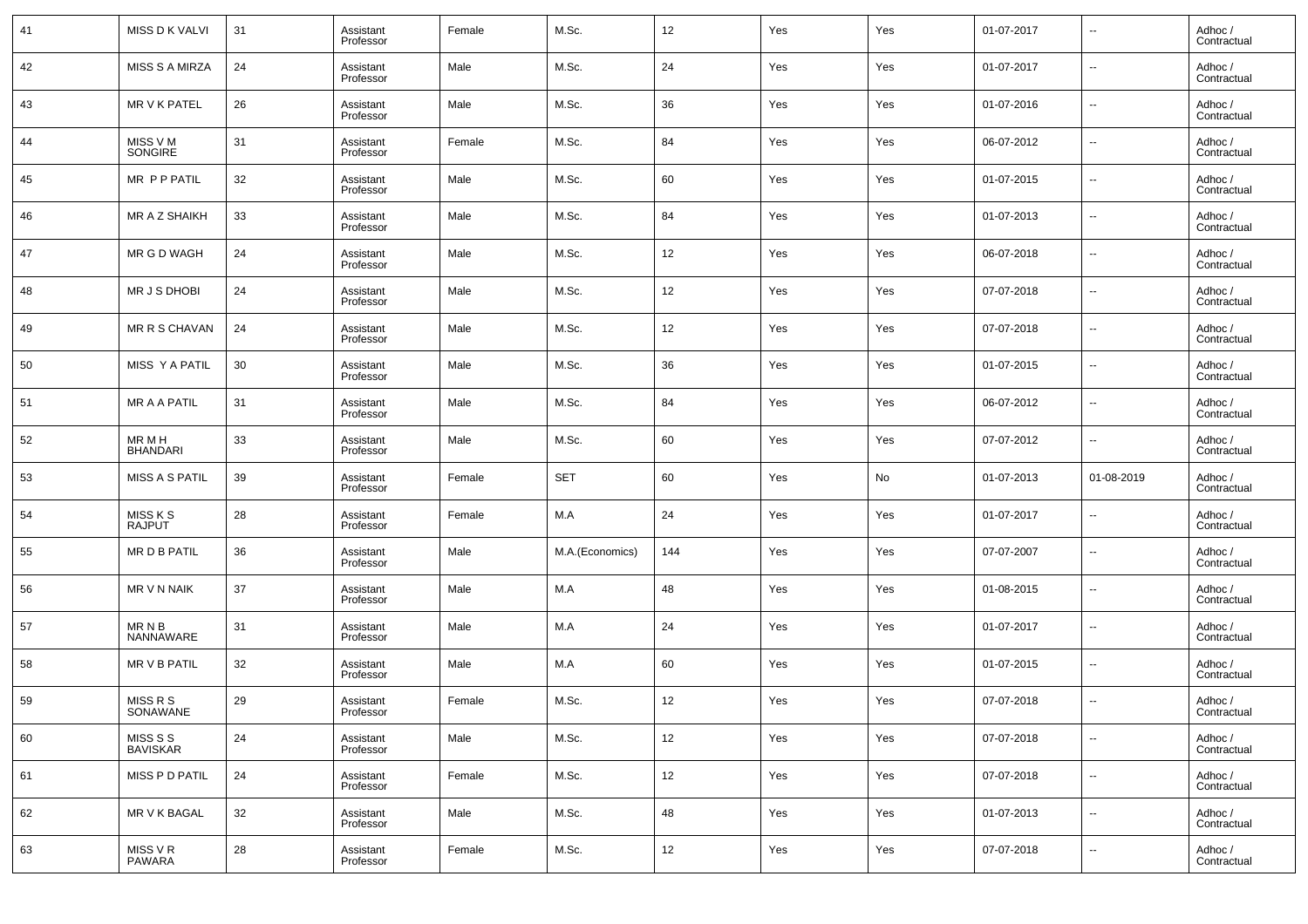| 41 | MISS D K VALVI | 31 | Assistant Professor | Female | M.Sc. | 12 | Yes | Yes | 01-07-2017 | -- | Adhoc / Contractual |
|---|---|---|---|---|---|---|---|---|---|---|---|
| 42 | MISS S A MIRZA | 24 | Assistant Professor | Male | M.Sc. | 24 | Yes | Yes | 01-07-2017 | -- | Adhoc / Contractual |
| 43 | MR V K PATEL | 26 | Assistant Professor | Male | M.Sc. | 36 | Yes | Yes | 01-07-2016 | -- | Adhoc / Contractual |
| 44 | MISS V M SONGIRE | 31 | Assistant Professor | Female | M.Sc. | 84 | Yes | Yes | 06-07-2012 | -- | Adhoc / Contractual |
| 45 | MR P P PATIL | 32 | Assistant Professor | Male | M.Sc. | 60 | Yes | Yes | 01-07-2015 | -- | Adhoc / Contractual |
| 46 | MR A Z SHAIKH | 33 | Assistant Professor | Male | M.Sc. | 84 | Yes | Yes | 01-07-2013 | -- | Adhoc / Contractual |
| 47 | MR G D WAGH | 24 | Assistant Professor | Male | M.Sc. | 12 | Yes | Yes | 06-07-2018 | -- | Adhoc / Contractual |
| 48 | MR J S DHOBI | 24 | Assistant Professor | Male | M.Sc. | 12 | Yes | Yes | 07-07-2018 | -- | Adhoc / Contractual |
| 49 | MR R S CHAVAN | 24 | Assistant Professor | Male | M.Sc. | 12 | Yes | Yes | 07-07-2018 | -- | Adhoc / Contractual |
| 50 | MISS Y A PATIL | 30 | Assistant Professor | Male | M.Sc. | 36 | Yes | Yes | 01-07-2015 | -- | Adhoc / Contractual |
| 51 | MR A A PATIL | 31 | Assistant Professor | Male | M.Sc. | 84 | Yes | Yes | 06-07-2012 | -- | Adhoc / Contractual |
| 52 | MR M H BHANDARI | 33 | Assistant Professor | Male | M.Sc. | 60 | Yes | Yes | 07-07-2012 | -- | Adhoc / Contractual |
| 53 | MISS A S PATIL | 39 | Assistant Professor | Female | SET | 60 | Yes | No | 01-07-2013 | 01-08-2019 | Adhoc / Contractual |
| 54 | MISS K S RAJPUT | 28 | Assistant Professor | Female | M.A | 24 | Yes | Yes | 01-07-2017 | -- | Adhoc / Contractual |
| 55 | MR D B PATIL | 36 | Assistant Professor | Male | M.A.(Economics) | 144 | Yes | Yes | 07-07-2007 | -- | Adhoc / Contractual |
| 56 | MR V N NAIK | 37 | Assistant Professor | Male | M.A | 48 | Yes | Yes | 01-08-2015 | -- | Adhoc / Contractual |
| 57 | MR N B NANNAWARE | 31 | Assistant Professor | Male | M.A | 24 | Yes | Yes | 01-07-2017 | -- | Adhoc / Contractual |
| 58 | MR V B PATIL | 32 | Assistant Professor | Male | M.A | 60 | Yes | Yes | 01-07-2015 | -- | Adhoc / Contractual |
| 59 | MISS R S SONAWANE | 29 | Assistant Professor | Female | M.Sc. | 12 | Yes | Yes | 07-07-2018 | -- | Adhoc / Contractual |
| 60 | MISS S S BAVISKAR | 24 | Assistant Professor | Male | M.Sc. | 12 | Yes | Yes | 07-07-2018 | -- | Adhoc / Contractual |
| 61 | MISS P D PATIL | 24 | Assistant Professor | Female | M.Sc. | 12 | Yes | Yes | 07-07-2018 | -- | Adhoc / Contractual |
| 62 | MR V K BAGAL | 32 | Assistant Professor | Male | M.Sc. | 48 | Yes | Yes | 01-07-2013 | -- | Adhoc / Contractual |
| 63 | MISS V R PAWARA | 28 | Assistant Professor | Female | M.Sc. | 12 | Yes | Yes | 07-07-2018 | -- | Adhoc / Contractual |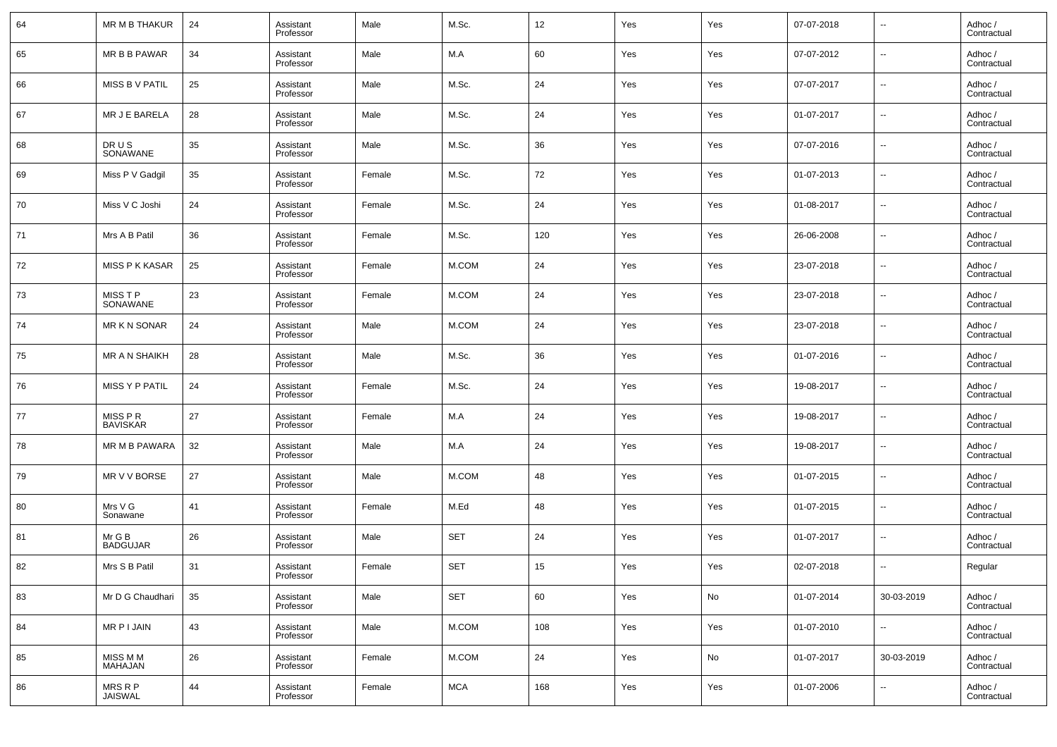| 64 | MR M B THAKUR | 24 | Assistant Professor | Male | M.Sc. | 12 | Yes | Yes | 07-07-2018 | -- | Adhoc / Contractual |
|---|---|---|---|---|---|---|---|---|---|---|---|
| 65 | MR B B PAWAR | 34 | Assistant Professor | Male | M.A | 60 | Yes | Yes | 07-07-2012 | -- | Adhoc / Contractual |
| 66 | MISS B V PATIL | 25 | Assistant Professor | Male | M.Sc. | 24 | Yes | Yes | 07-07-2017 | -- | Adhoc / Contractual |
| 67 | MR J E BARELA | 28 | Assistant Professor | Male | M.Sc. | 24 | Yes | Yes | 01-07-2017 | -- | Adhoc / Contractual |
| 68 | DR U S SONAWANE | 35 | Assistant Professor | Male | M.Sc. | 36 | Yes | Yes | 07-07-2016 | -- | Adhoc / Contractual |
| 69 | Miss P V Gadgil | 35 | Assistant Professor | Female | M.Sc. | 72 | Yes | Yes | 01-07-2013 | -- | Adhoc / Contractual |
| 70 | Miss V C Joshi | 24 | Assistant Professor | Female | M.Sc. | 24 | Yes | Yes | 01-08-2017 | -- | Adhoc / Contractual |
| 71 | Mrs A B Patil | 36 | Assistant Professor | Female | M.Sc. | 120 | Yes | Yes | 26-06-2008 | -- | Adhoc / Contractual |
| 72 | MISS P K KASAR | 25 | Assistant Professor | Female | M.COM | 24 | Yes | Yes | 23-07-2018 | -- | Adhoc / Contractual |
| 73 | MISS T P SONAWANE | 23 | Assistant Professor | Female | M.COM | 24 | Yes | Yes | 23-07-2018 | -- | Adhoc / Contractual |
| 74 | MR K N SONAR | 24 | Assistant Professor | Male | M.COM | 24 | Yes | Yes | 23-07-2018 | -- | Adhoc / Contractual |
| 75 | MR A N SHAIKH | 28 | Assistant Professor | Male | M.Sc. | 36 | Yes | Yes | 01-07-2016 | -- | Adhoc / Contractual |
| 76 | MISS Y P PATIL | 24 | Assistant Professor | Female | M.Sc. | 24 | Yes | Yes | 19-08-2017 | -- | Adhoc / Contractual |
| 77 | MISS P R BAVISKAR | 27 | Assistant Professor | Female | M.A | 24 | Yes | Yes | 19-08-2017 | -- | Adhoc / Contractual |
| 78 | MR M B PAWARA | 32 | Assistant Professor | Male | M.A | 24 | Yes | Yes | 19-08-2017 | -- | Adhoc / Contractual |
| 79 | MR V V BORSE | 27 | Assistant Professor | Male | M.COM | 48 | Yes | Yes | 01-07-2015 | -- | Adhoc / Contractual |
| 80 | Mrs V G Sonawane | 41 | Assistant Professor | Female | M.Ed | 48 | Yes | Yes | 01-07-2015 | -- | Adhoc / Contractual |
| 81 | Mr G B BADGUJAR | 26 | Assistant Professor | Male | SET | 24 | Yes | Yes | 01-07-2017 | -- | Adhoc / Contractual |
| 82 | Mrs S B Patil | 31 | Assistant Professor | Female | SET | 15 | Yes | Yes | 02-07-2018 | -- | Regular |
| 83 | Mr D G Chaudhari | 35 | Assistant Professor | Male | SET | 60 | Yes | No | 01-07-2014 | 30-03-2019 | Adhoc / Contractual |
| 84 | MR P I JAIN | 43 | Assistant Professor | Male | M.COM | 108 | Yes | Yes | 01-07-2010 | -- | Adhoc / Contractual |
| 85 | MISS M M MAHAJAN | 26 | Assistant Professor | Female | M.COM | 24 | Yes | No | 01-07-2017 | 30-03-2019 | Adhoc / Contractual |
| 86 | MRS R P JAISWAL | 44 | Assistant Professor | Female | MCA | 168 | Yes | Yes | 01-07-2006 | -- | Adhoc / Contractual |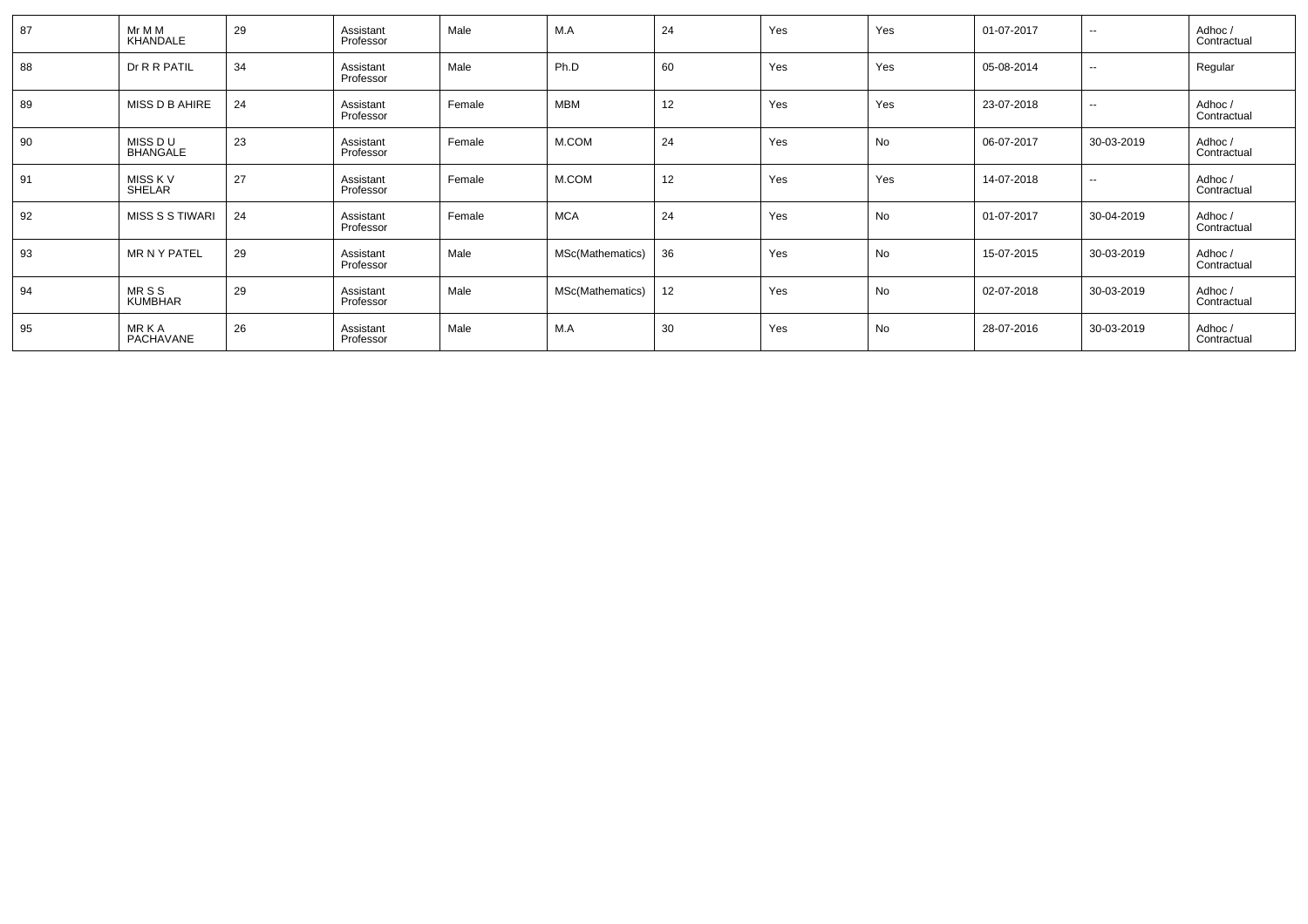| | | | | | | | | | | | |
|---|---|---|---|---|---|---|---|---|---|---|---|
| 87 | Mr M M KHANDALE | 29 | Assistant Professor | Male | M.A | 24 | Yes | Yes | 01-07-2017 | -- | Adhoc / Contractual |
| 88 | Dr R R PATIL | 34 | Assistant Professor | Male | Ph.D | 60 | Yes | Yes | 05-08-2014 | -- | Regular |
| 89 | MISS D B AHIRE | 24 | Assistant Professor | Female | MBM | 12 | Yes | Yes | 23-07-2018 | -- | Adhoc / Contractual |
| 90 | MISS D U BHANGALE | 23 | Assistant Professor | Female | M.COM | 24 | Yes | No | 06-07-2017 | 30-03-2019 | Adhoc / Contractual |
| 91 | MISS K V SHELAR | 27 | Assistant Professor | Female | M.COM | 12 | Yes | Yes | 14-07-2018 | -- | Adhoc / Contractual |
| 92 | MISS S S TIWARI | 24 | Assistant Professor | Female | MCA | 24 | Yes | No | 01-07-2017 | 30-04-2019 | Adhoc / Contractual |
| 93 | MR N Y PATEL | 29 | Assistant Professor | Male | MSc(Mathematics) | 36 | Yes | No | 15-07-2015 | 30-03-2019 | Adhoc / Contractual |
| 94 | MR S S KUMBHAR | 29 | Assistant Professor | Male | MSc(Mathematics) | 12 | Yes | No | 02-07-2018 | 30-03-2019 | Adhoc / Contractual |
| 95 | MR K A PACHAVANE | 26 | Assistant Professor | Male | M.A | 30 | Yes | No | 28-07-2016 | 30-03-2019 | Adhoc / Contractual |